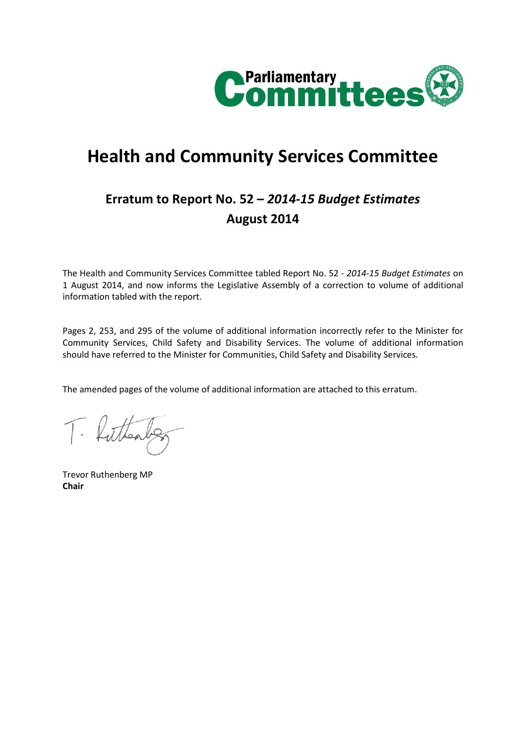# Health and Community Services Committee

## Erratum to Report No. 52 – *2014-15 Budget Estimates*
## August 2014

The Health and Community Services Committee tabled Report No. 52 - *2014-15 Budget Estimates* on 1 August 2014, and now informs the Legislative Assembly of a correction to volume of additional information tabled with the report.

Pages 2, 253, and 295 of the volume of additional information incorrectly refer to the Minister for Community Services, Child Safety and Disability Services. The volume of additional information should have referred to the Minister for Communities, Child Safety and Disability Services.

The amended pages of the volume of additional information are attached to this erratum.

Trevor Ruthenberg MP
**Chair**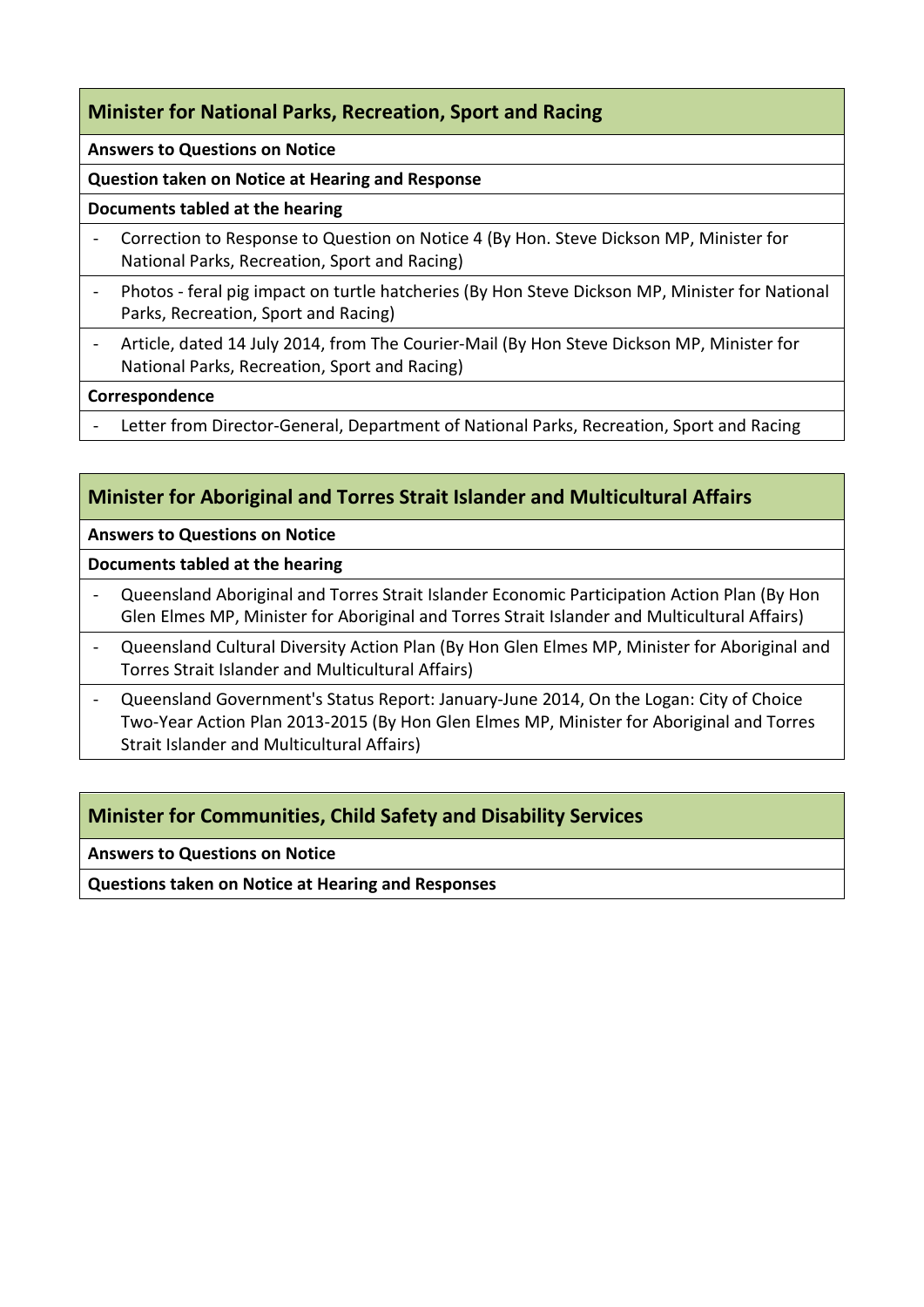## Minister for National Parks, Recreation, Sport and Racing

**Answers to Questions on Notice**

**Question taken on Notice at Hearing and Response**

**Documents tabled at the hearing**

- Correction to Response to Question on Notice 4 (By Hon. Steve Dickson MP, Minister for National Parks, Recreation, Sport and Racing)
- Photos - feral pig impact on turtle hatcheries (By Hon Steve Dickson MP, Minister for National Parks, Recreation, Sport and Racing)
- Article, dated 14 July 2014, from The Courier-Mail (By Hon Steve Dickson MP, Minister for National Parks, Recreation, Sport and Racing)

**Correspondence**

- Letter from Director-General, Department of National Parks, Recreation, Sport and Racing

## Minister for Aboriginal and Torres Strait Islander and Multicultural Affairs

**Answers to Questions on Notice**

**Documents tabled at the hearing**

- Queensland Aboriginal and Torres Strait Islander Economic Participation Action Plan (By Hon Glen Elmes MP, Minister for Aboriginal and Torres Strait Islander and Multicultural Affairs)
- Queensland Cultural Diversity Action Plan (By Hon Glen Elmes MP, Minister for Aboriginal and Torres Strait Islander and Multicultural Affairs)
- Queensland Government's Status Report: January-June 2014, On the Logan: City of Choice Two-Year Action Plan 2013-2015 (By Hon Glen Elmes MP, Minister for Aboriginal and Torres Strait Islander and Multicultural Affairs)

## Minister for Communities, Child Safety and Disability Services

**Answers to Questions on Notice**

**Questions taken on Notice at Hearing and Responses**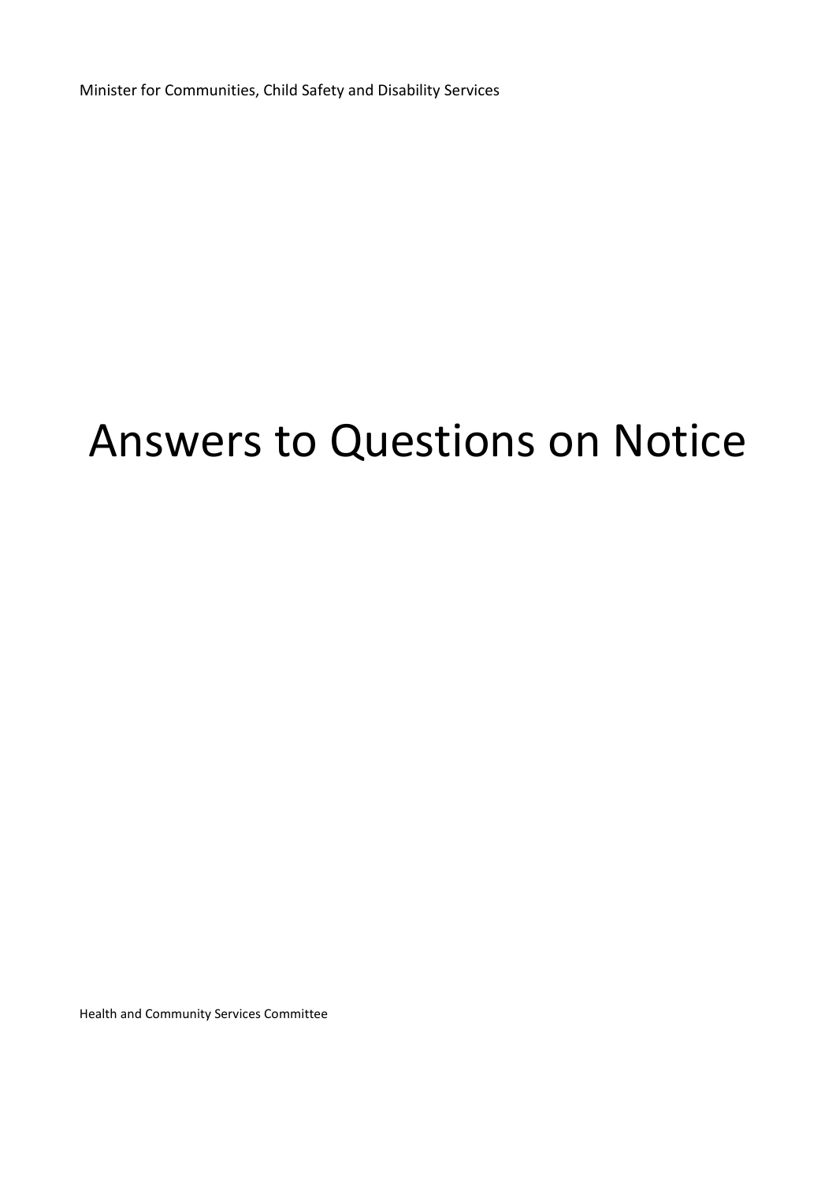Minister for Communities, Child Safety and Disability Services

# Answers to Questions on Notice

Health and Community Services Committee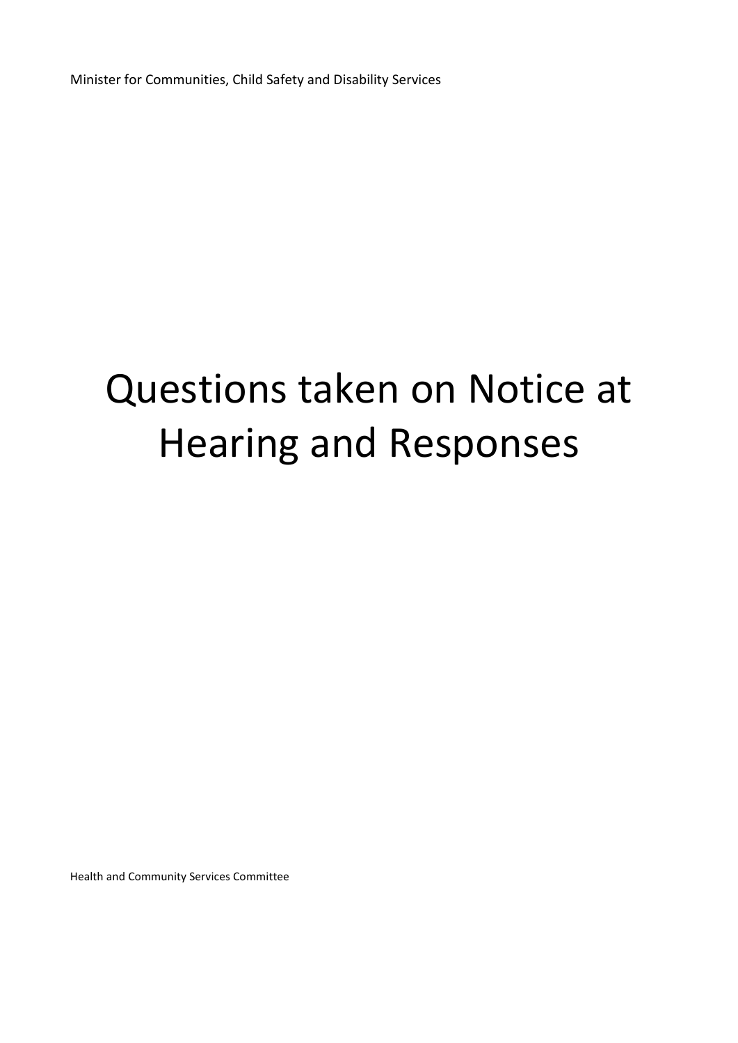Minister for Communities, Child Safety and Disability Services

# Questions taken on Notice at Hearing and Responses

Health and Community Services Committee